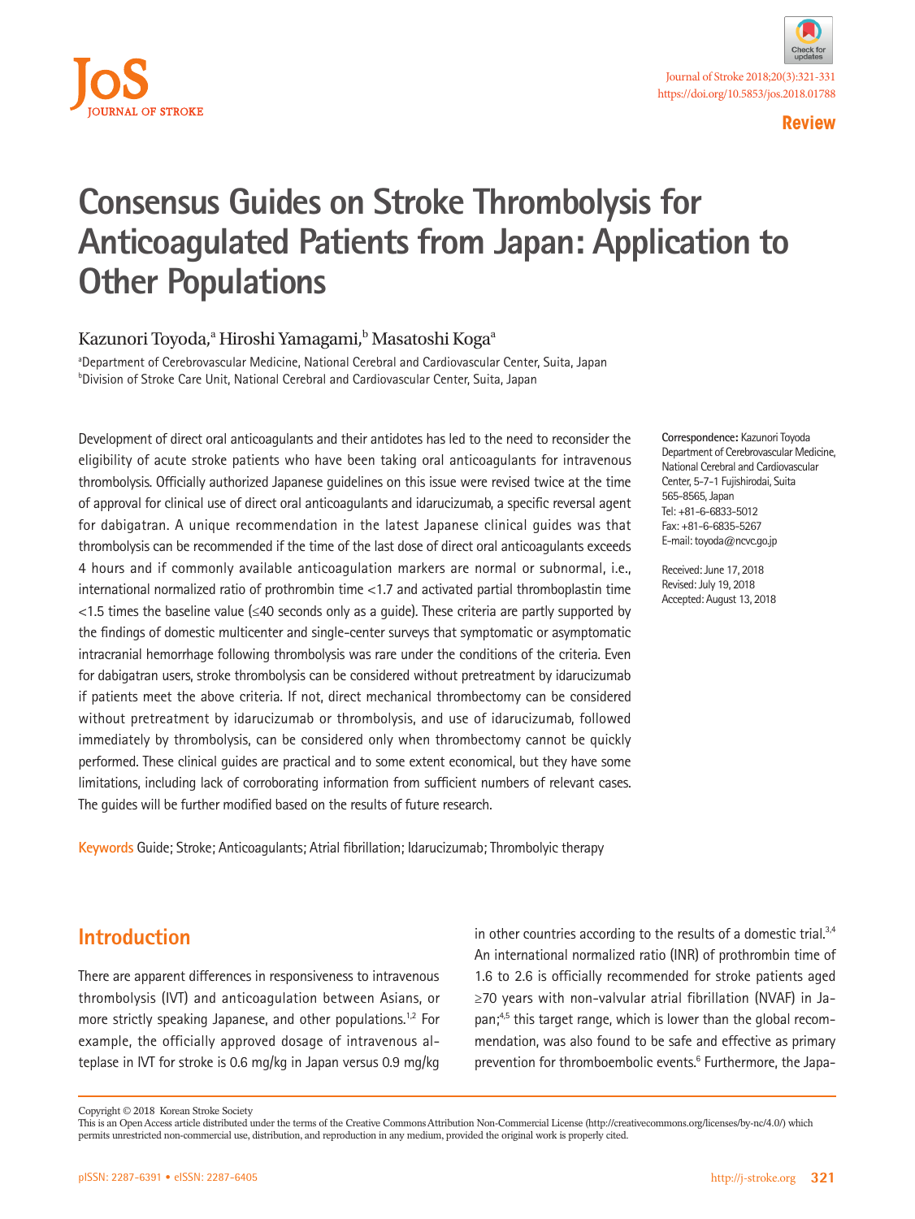Review

# Consensus Guides on Stroke Thrombolysis for Anticoagulated Patients from Japan: Application to Other Populations

Kazunori Toyoda,[a] Hiroshi Yamagami,[b] Masatoshi Koga[a]

[a]Department of Cerebrovascular Medicine, National Cerebral and Cardiovascular Center, Suita, Japan
[b]Division of Stroke Care Unit, National Cerebral and Cardiovascular Center, Suita, Japan

Development of direct oral anticoagulants and their antidotes has led to the need to reconsider the eligibility of acute stroke patients who have been taking oral anticoagulants for intravenous thrombolysis. Officially authorized Japanese guidelines on this issue were revised twice at the time of approval for clinical use of direct oral anticoagulants and idarucizumab, a specific reversal agent for dabigatran. A unique recommendation in the latest Japanese clinical guides was that thrombolysis can be recommended if the time of the last dose of direct oral anticoagulants exceeds 4 hours and if commonly available anticoagulation markers are normal or subnormal, i.e., international normalized ratio of prothrombin time <1.7 and activated partial thromboplastin time <1.5 times the baseline value (≤40 seconds only as a guide). These criteria are partly supported by the findings of domestic multicenter and single-center surveys that symptomatic or asymptomatic intracranial hemorrhage following thrombolysis was rare under the conditions of the criteria. Even for dabigatran users, stroke thrombolysis can be considered without pretreatment by idarucizumab if patients meet the above criteria. If not, direct mechanical thrombectomy can be considered without pretreatment by idarucizumab or thrombolysis, and use of idarucizumab, followed immediately by thrombolysis, can be considered only when thrombectomy cannot be quickly performed. These clinical guides are practical and to some extent economical, but they have some limitations, including lack of corroborating information from sufficient numbers of relevant cases. The guides will be further modified based on the results of future research.

**Keywords** Guide; Stroke; Anticoagulants; Atrial fibrillation; Idarucizumab; Thrombolytic therapy

**Correspondence:** Kazunori Toyoda
Department of Cerebrovascular Medicine, National Cerebral and Cardiovascular Center, 5-7-1 Fujishirodai, Suita 565-8565, Japan
Tel: +81-6-6833-5012
Fax: +81-6-6835-5267
E-mail: toyoda@ncvc.go.jp

Received: June 17, 2018
Revised: July 19, 2018
Accepted: August 13, 2018

## Introduction

There are apparent differences in responsiveness to intravenous thrombolysis (IVT) and anticoagulation between Asians, or more strictly speaking Japanese, and other populations.[1,2] For example, the officially approved dosage of intravenous alteplase in IVT for stroke is 0.6 mg/kg in Japan versus 0.9 mg/kg in other countries according to the results of a domestic trial.[3,4] An international normalized ratio (INR) of prothrombin time of 1.6 to 2.6 is officially recommended for stroke patients aged ≥70 years with non-valvular atrial fibrillation (NVAF) in Japan;[4,5] this target range, which is lower than the global recommendation, was also found to be safe and effective as primary prevention for thromboembolic events.[6] Furthermore, the Japa-

Copyright © 2018 Korean Stroke Society
This is an Open Access article distributed under the terms of the Creative Commons Attribution Non-Commercial License (http://creativecommons.org/licenses/by-nc/4.0/) which permits unrestricted non-commercial use, distribution, and reproduction in any medium, provided the original work is properly cited.

pISSN: 2287-6391 • eISSN: 2287-6405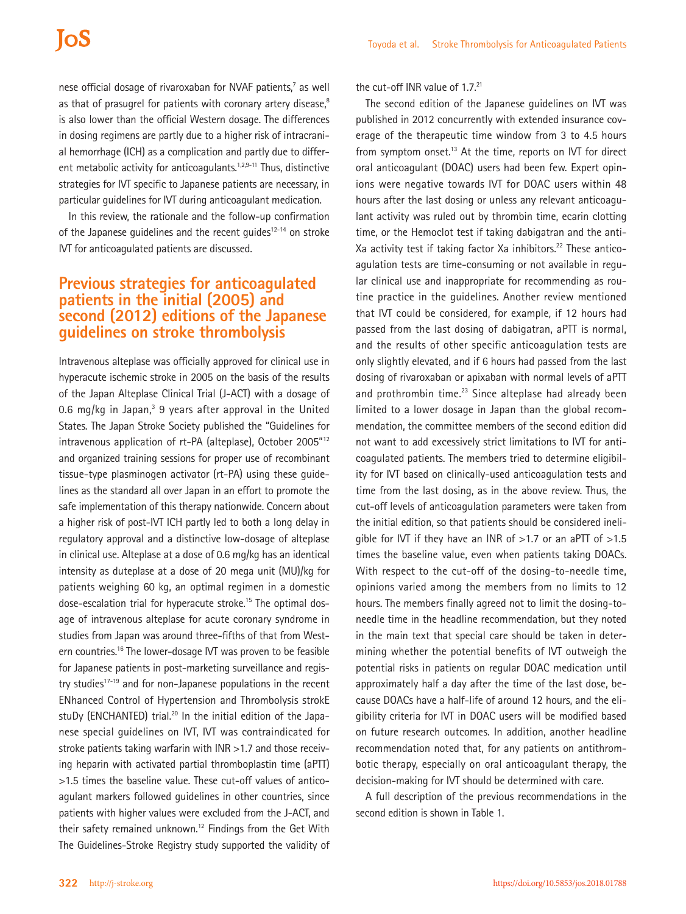nese official dosage of rivaroxaban for NVAF patients,[7] as well as that of prasugrel for patients with coronary artery disease,[8] is also lower than the official Western dosage. The differences in dosing regimens are partly due to a higher risk of intracranial hemorrhage (ICH) as a complication and partly due to different metabolic activity for anticoagulants.[1,2,9-11] Thus, distinctive strategies for IVT specific to Japanese patients are necessary, in particular guidelines for IVT during anticoagulant medication.

In this review, the rationale and the follow-up confirmation of the Japanese guidelines and the recent guides[12-14] on stroke IVT for anticoagulated patients are discussed.

## Previous strategies for anticoagulated patients in the initial (2005) and second (2012) editions of the Japanese guidelines on stroke thrombolysis

Intravenous alteplase was officially approved for clinical use in hyperacute ischemic stroke in 2005 on the basis of the results of the Japan Alteplase Clinical Trial (J-ACT) with a dosage of 0.6 mg/kg in Japan,[3] 9 years after approval in the United States. The Japan Stroke Society published the "Guidelines for intravenous application of rt-PA (alteplase), October 2005"[12] and organized training sessions for proper use of recombinant tissue-type plasminogen activator (rt-PA) using these guidelines as the standard all over Japan in an effort to promote the safe implementation of this therapy nationwide. Concern about a higher risk of post-IVT ICH partly led to both a long delay in regulatory approval and a distinctive low-dosage of alteplase in clinical use. Alteplase at a dose of 0.6 mg/kg has an identical intensity as duteplase at a dose of 20 mega unit (MU)/kg for patients weighing 60 kg, an optimal regimen in a domestic dose-escalation trial for hyperacute stroke.[15] The optimal dosage of intravenous alteplase for acute coronary syndrome in studies from Japan was around three-fifths of that from Western countries.[16] The lower-dosage IVT was proven to be feasible for Japanese patients in post-marketing surveillance and registry studies[17-19] and for non-Japanese populations in the recent ENhanced Control of Hypertension and Thrombolysis strokE stuDy (ENCHANTED) trial.[20] In the initial edition of the Japanese special guidelines on IVT, IVT was contraindicated for stroke patients taking warfarin with INR >1.7 and those receiving heparin with activated partial thromboplastin time (aPTT) >1.5 times the baseline value. These cut-off values of anticoagulant markers followed guidelines in other countries, since patients with higher values were excluded from the J-ACT, and their safety remained unknown.[12] Findings from the Get With The Guidelines-Stroke Registry study supported the validity of the cut-off INR value of 1.7.[21]

The second edition of the Japanese guidelines on IVT was published in 2012 concurrently with extended insurance coverage of the therapeutic time window from 3 to 4.5 hours from symptom onset.[13] At the time, reports on IVT for direct oral anticoagulant (DOAC) users had been few. Expert opinions were negative towards IVT for DOAC users within 48 hours after the last dosing or unless any relevant anticoagulant activity was ruled out by thrombin time, ecarin clotting time, or the Hemoclot test if taking dabigatran and the anti-Xa activity test if taking factor Xa inhibitors.[22] These anticoagulation tests are time-consuming or not available in regular clinical use and inappropriate for recommending as routine practice in the guidelines. Another review mentioned that IVT could be considered, for example, if 12 hours had passed from the last dosing of dabigatran, aPTT is normal, and the results of other specific anticoagulation tests are only slightly elevated, and if 6 hours had passed from the last dosing of rivaroxaban or apixaban with normal levels of aPTT and prothrombin time.[23] Since alteplase had already been limited to a lower dosage in Japan than the global recommendation, the committee members of the second edition did not want to add excessively strict limitations to IVT for anticoagulated patients. The members tried to determine eligibility for IVT based on clinically-used anticoagulation tests and time from the last dosing, as in the above review. Thus, the cut-off levels of anticoagulation parameters were taken from the initial edition, so that patients should be considered ineligible for IVT if they have an INR of >1.7 or an aPTT of >1.5 times the baseline value, even when patients taking DOACs. With respect to the cut-off of the dosing-to-needle time, opinions varied among the members from no limits to 12 hours. The members finally agreed not to limit the dosing-to-needle time in the headline recommendation, but they noted in the main text that special care should be taken in determining whether the potential benefits of IVT outweigh the potential risks in patients on regular DOAC medication until approximately half a day after the time of the last dose, because DOACs have a half-life of around 12 hours, and the eligibility criteria for IVT in DOAC users will be modified based on future research outcomes. In addition, another headline recommendation noted that, for any patients on antithrombotic therapy, especially on oral anticoagulant therapy, the decision-making for IVT should be determined with care.

A full description of the previous recommendations in the second edition is shown in Table 1.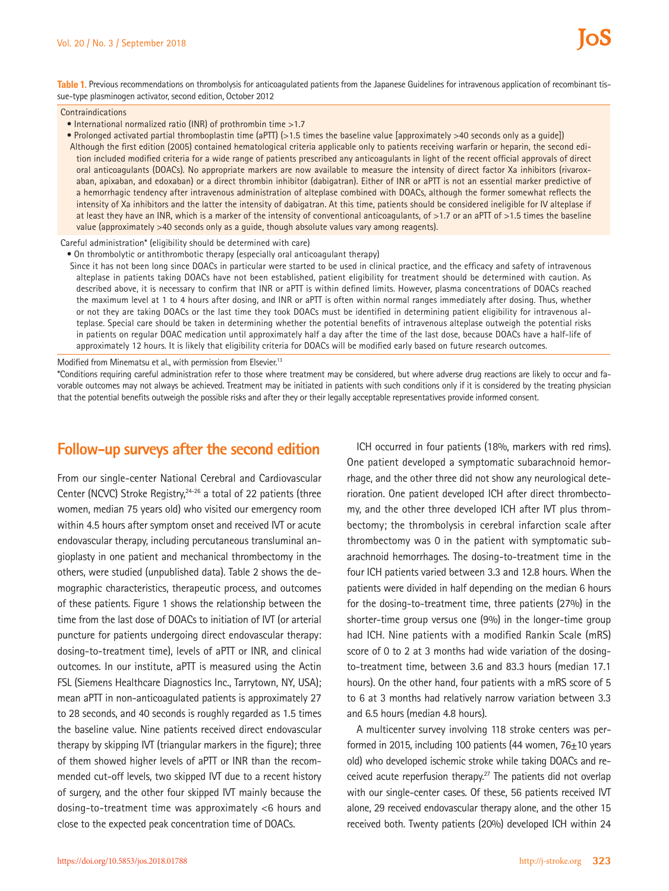**Table 1.** Previous recommendations on thrombolysis for anticoagulated patients from the Japanese Guidelines for intravenous application of recombinant tissue-type plasminogen activator, second edition, October 2012

Contraindications

- International normalized ratio (INR) of prothrombin time >1.7
- Prolonged activated partial thromboplastin time (aPTT) (>1.5 times the baseline value [approximately >40 seconds only as a guide])

Although the first edition (2005) contained hematological criteria applicable only to patients receiving warfarin or heparin, the second edition included modified criteria for a wide range of patients prescribed any anticoagulants in light of the recent official approvals of direct oral anticoagulants (DOACs). No appropriate markers are now available to measure the intensity of direct factor Xa inhibitors (rivaroxaban, apixaban, and edoxaban) or a direct thrombin inhibitor (dabigatran). Either of INR or aPTT is not an essential marker predictive of a hemorrhagic tendency after intravenous administration of alteplase combined with DOACs, although the former somewhat reflects the intensity of Xa inhibitors and the latter the intensity of dabigatran. At this time, patients should be considered ineligible for IV alteplase if at least they have an INR, which is a marker of the intensity of conventional anticoagulants, of >1.7 or an aPTT of >1.5 times the baseline value (approximately >40 seconds only as a guide, though absolute values vary among reagents).

Careful administration* (eligibility should be determined with care)

- On thrombolytic or antithrombotic therapy (especially oral anticoagulant therapy)

Since it has not been long since DOACs in particular were started to be used in clinical practice, and the efficacy and safety of intravenous alteplase in patients taking DOACs have not been established, patient eligibility for treatment should be determined with caution. As described above, it is necessary to confirm that INR or aPTT is within defined limits. However, plasma concentrations of DOACs reached the maximum level at 1 to 4 hours after dosing, and INR or aPTT is often within normal ranges immediately after dosing. Thus, whether or not they are taking DOACs or the last time they took DOACs must be identified in determining patient eligibility for intravenous alteplase. Special care should be taken in determining whether the potential benefits of intravenous alteplase outweigh the potential risks in patients on regular DOAC medication until approximately half a day after the time of the last dose, because DOACs have a half-life of approximately 12 hours. It is likely that eligibility criteria for DOACs will be modified early based on future research outcomes.

Modified from Minematsu et al., with permission from Elsevier.[13]

*Conditions requiring careful administration refer to those where treatment may be considered, but where adverse drug reactions are likely to occur and favorable outcomes may not always be achieved. Treatment may be initiated in patients with such conditions only if it is considered by the treating physician that the potential benefits outweigh the possible risks and after they or their legally acceptable representatives provide informed consent.

## Follow-up surveys after the second edition

From our single-center National Cerebral and Cardiovascular Center (NCVC) Stroke Registry,[24-26] a total of 22 patients (three women, median 75 years old) who visited our emergency room within 4.5 hours after symptom onset and received IVT or acute endovascular therapy, including percutaneous transluminal angioplasty in one patient and mechanical thrombectomy in the others, were studied (unpublished data). Table 2 shows the demographic characteristics, therapeutic process, and outcomes of these patients. Figure 1 shows the relationship between the time from the last dose of DOACs to initiation of IVT (or arterial puncture for patients undergoing direct endovascular therapy: dosing-to-treatment time), levels of aPTT or INR, and clinical outcomes. In our institute, aPTT is measured using the Actin FSL (Siemens Healthcare Diagnostics Inc., Tarrytown, NY, USA); mean aPTT in non-anticoagulated patients is approximately 27 to 28 seconds, and 40 seconds is roughly regarded as 1.5 times the baseline value. Nine patients received direct endovascular therapy by skipping IVT (triangular markers in the figure); three of them showed higher levels of aPTT or INR than the recommended cut-off levels, two skipped IVT due to a recent history of surgery, and the other four skipped IVT mainly because the dosing-to-treatment time was approximately <6 hours and close to the expected peak concentration time of DOACs.

ICH occurred in four patients (18%, markers with red rims). One patient developed a symptomatic subarachnoid hemorrhage, and the other three did not show any neurological deterioration. One patient developed ICH after direct thrombectomy, and the other three developed ICH after IVT plus thrombectomy; the thrombolysis in cerebral infarction scale after thrombectomy was 0 in the patient with symptomatic subarachnoid hemorrhages. The dosing-to-treatment time in the four ICH patients varied between 3.3 and 12.8 hours. When the patients were divided in half depending on the median 6 hours for the dosing-to-treatment time, three patients (27%) in the shorter-time group versus one (9%) in the longer-time group had ICH. Nine patients with a modified Rankin Scale (mRS) score of 0 to 2 at 3 months had wide variation of the dosing-to-treatment time, between 3.6 and 83.3 hours (median 17.1 hours). On the other hand, four patients with a mRS score of 5 to 6 at 3 months had relatively narrow variation between 3.3 and 6.5 hours (median 4.8 hours).

A multicenter survey involving 118 stroke centers was performed in 2015, including 100 patients (44 women, 76±10 years old) who developed ischemic stroke while taking DOACs and received acute reperfusion therapy.[27] The patients did not overlap with our single-center cases. Of these, 56 patients received IVT alone, 29 received endovascular therapy alone, and the other 15 received both. Twenty patients (20%) developed ICH within 24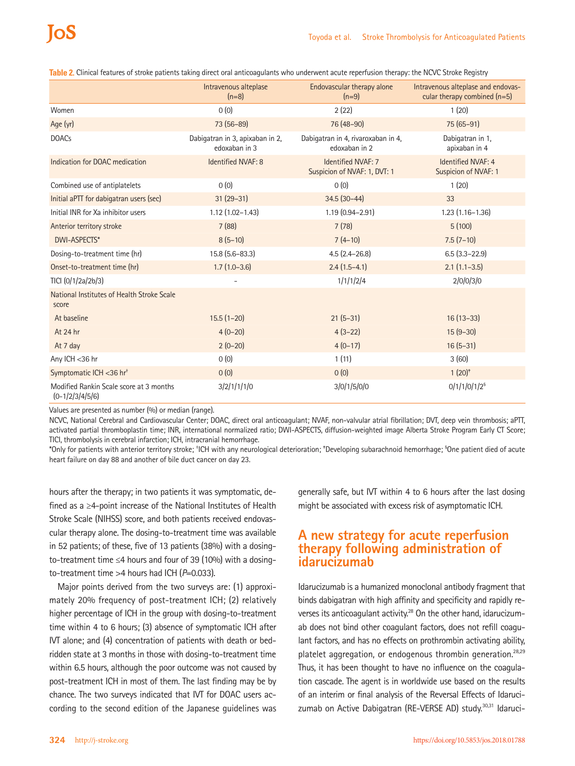**Table 2.** Clinical features of stroke patients taking direct oral anticoagulants who underwent acute reperfusion therapy: the NCVC Stroke Registry

| | Intravenous alteplase (n=8) | Endovascular therapy alone (n=9) | Intravenous alteplase and endovascular therapy combined (n=5) |
|---|---|---|---|
| Women | 0 (0) | 2 (22) | 1 (20) |
| Age (yr) | 73 (56–89) | 76 (48–90) | 75 (65–91) |
| DOACs | Dabigatran in 3, apixaban in 2, edoxaban in 3 | Dabigatran in 4, rivaroxaban in 4, edoxaban in 2 | Dabigatran in 1, apixaban in 4 |
| Indication for DOAC medication | Identified NVAF: 8 | Identified NVAF: 7 Suspicion of NVAF: 1, DVT: 1 | Identified NVAF: 4 Suspicion of NVAF: 1 |
| Combined use of antiplatelets | 0 (0) | 0 (0) | 1 (20) |
| Initial aPTT for dabigatran users (sec) | 31 (29–31) | 34.5 (30–44) | 33 |
| Initial INR for Xa inhibitor users | 1.12 (1.02–1.43) | 1.19 (0.94–2.91) | 1.23 (1.16–1.36) |
| Anterior territory stroke | 7 (88) | 7 (78) | 5 (100) |
| DWI-ASPECTS* | 8 (5–10) | 7 (4–10) | 7.5 (7–10) |
| Dosing-to-treatment time (hr) | 15.8 (5.6–83.3) | 4.5 (2.4–26.8) | 6.5 (3.3–22.9) |
| Onset-to-treatment time (hr) | 1.7 (1.0–3.6) | 2.4 (1.5–4.1) | 2.1 (1.1–3.5) |
| TICI (0/1/2a/2b/3) | - | 1/1/1/2/4 | 2/0/0/3/0 |
| National Institutes of Health Stroke Scale score | | | |
| At baseline | 15.5 (1–20) | 21 (5–31) | 16 (13–33) |
| At 24 hr | 4 (0–20) | 4 (3–22) | 15 (9–30) |
| At 7 day | 2 (0–20) | 4 (0–17) | 16 (5–31) |
| Any ICH <36 hr | 0 (0) | 1 (11) | 3 (60) |
| Symptomatic ICH <36 hr[†] | 0 (0) | 0 (0) | 1 (20)[‡] |
| Modified Rankin Scale score at 3 months (0-1/2/3/4/5/6) | 3/2/1/1/1/0 | 3/0/1/5/0/0 | 0/1/1/0/1/2[§] |

Values are presented as number (%) or median (range).

NCVC, National Cerebral and Cardiovascular Center; DOAC, direct oral anticoagulant; NVAF, non-valvular atrial fibrillation; DVT, deep vein thrombosis; aPTT, activated partial thromboplastin time; INR, international normalized ratio; DWI-ASPECTS, diffusion-weighted image Alberta Stroke Program Early CT Score; TICI, thrombolysis in cerebral infarction; ICH, intracranial hemorrhage.

*Only for patients with anterior territory stroke; [†]ICH with any neurological deterioration; [‡]Developing subarachnoid hemorrhage; [§]One patient died of acute heart failure on day 88 and another of bile duct cancer on day 23.

hours after the therapy; in two patients it was symptomatic, defined as a ≥4-point increase of the National Institutes of Health Stroke Scale (NIHSS) score, and both patients received endovascular therapy alone. The dosing-to-treatment time was available in 52 patients; of these, five of 13 patients (38%) with a dosing-to-treatment time ≤4 hours and four of 39 (10%) with a dosing-to-treatment time >4 hours had ICH ($P$=0.033).

Major points derived from the two surveys are: (1) approximately 20% frequency of post-treatment ICH; (2) relatively higher percentage of ICH in the group with dosing-to-treatment time within 4 to 6 hours; (3) absence of symptomatic ICH after IVT alone; and (4) concentration of patients with death or bedridden state at 3 months in those with dosing-to-treatment time within 6.5 hours, although the poor outcome was not caused by post-treatment ICH in most of them. The last finding may be by chance. The two surveys indicated that IVT for DOAC users according to the second edition of the Japanese guidelines was generally safe, but IVT within 4 to 6 hours after the last dosing might be associated with excess risk of asymptomatic ICH.

## A new strategy for acute reperfusion therapy following administration of idarucizumab

Idarucizumab is a humanized monoclonal antibody fragment that binds dabigatran with high affinity and specificity and rapidly reverses its anticoagulant activity.[28] On the other hand, idarucizumab does not bind other coagulant factors, does not refill coagulant factors, and has no effects on prothrombin activating ability, platelet aggregation, or endogenous thrombin generation.[28,29] Thus, it has been thought to have no influence on the coagulation cascade. The agent is in worldwide use based on the results of an interim or final analysis of the Reversal Effects of Idarucizumab on Active Dabigatran (RE-VERSE AD) study.[30,31] Idaruci-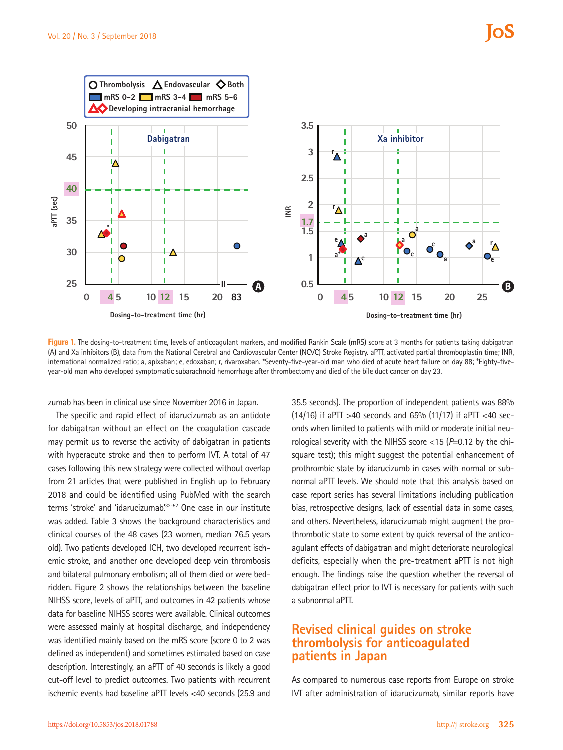Figure 1. The dosing-to-treatment time, levels of anticoagulant markers, and modified Rankin Scale (mRS) score at 3 months for patients taking dabigatran (A) and Xa inhibitors (B), data from the National Cerebral and Cardiovascular Center (NCVC) Stroke Registry. aPTT, activated partial thromboplastin time; INR, international normalized ratio; a, apixaban; e, edoxaban; r, rivaroxaban. *Seventy-five-year-old man who died of acute heart failure on day 88; †Eighty-five-year-old man who developed symptomatic subarachnoid hemorrhage after thrombectomy and died of the bile duct cancer on day 23.

zumab has been in clinical use since November 2016 in Japan.

The specific and rapid effect of idarucizumab as an antidote for dabigatran without an effect on the coagulation cascade may permit us to reverse the activity of dabigatran in patients with hyperacute stroke and then to perform IVT. A total of 47 cases following this new strategy were collected without overlap from 21 articles that were published in English up to February 2018 and could be identified using PubMed with the search terms 'stroke' and 'idarucizumab.'[32-52] One case in our institute was added. Table 3 shows the background characteristics and clinical courses of the 48 cases (23 women, median 76.5 years old). Two patients developed ICH, two developed recurrent ischemic stroke, and another one developed deep vein thrombosis and bilateral pulmonary embolism; all of them died or were bedridden. Figure 2 shows the relationships between the baseline NIHSS score, levels of aPTT, and outcomes in 42 patients whose data for baseline NIHSS scores were available. Clinical outcomes were assessed mainly at hospital discharge, and independency was identified mainly based on the mRS score (score 0 to 2 was defined as independent) and sometimes estimated based on case description. Interestingly, an aPTT of 40 seconds is likely a good cut-off level to predict outcomes. Two patients with recurrent ischemic events had baseline aPTT levels <40 seconds (25.9 and 35.5 seconds). The proportion of independent patients was 88% (14/16) if aPTT >40 seconds and 65% (11/17) if aPTT <40 seconds when limited to patients with mild or moderate initial neurological severity with the NIHSS score <15 ($P$=0.12 by the chi-square test); this might suggest the potential enhancement of prothrombic state by idarucizumb in cases with normal or subnormal aPTT levels. We should note that this analysis based on case report series has several limitations including publication bias, retrospective designs, lack of essential data in some cases, and others. Nevertheless, idarucizumab might augment the prothrombotic state to some extent by quick reversal of the anticoagulant effects of dabigatran and might deteriorate neurological deficits, especially when the pre-treatment aPTT is not high enough. The findings raise the question whether the reversal of dabigatran effect prior to IVT is necessary for patients with such a subnormal aPTT.

## Revised clinical guides on stroke thrombolysis for anticoagulated patients in Japan

As compared to numerous case reports from Europe on stroke IVT after administration of idarucizumab, similar reports have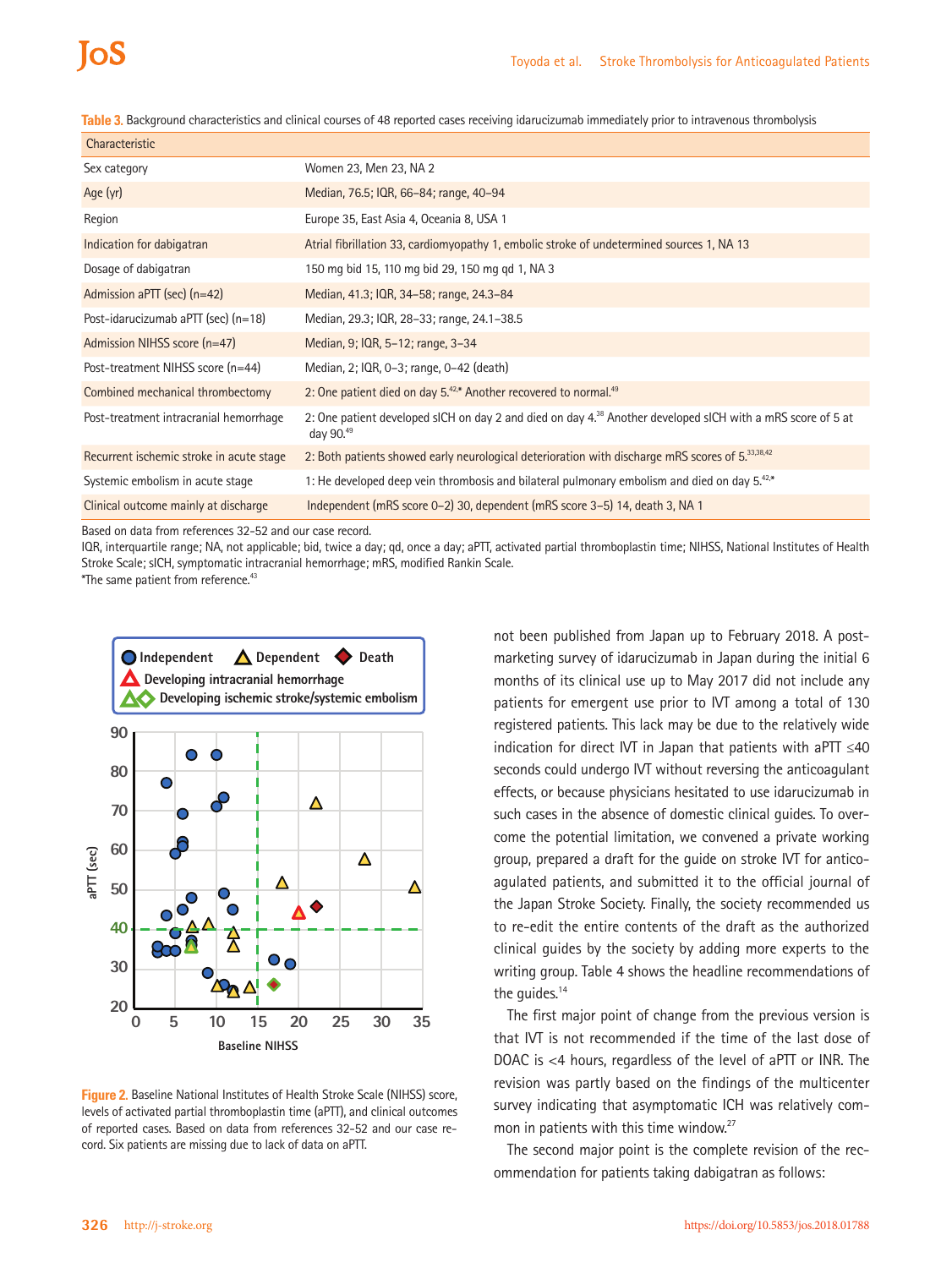**Table 3.** Background characteristics and clinical courses of 48 reported cases receiving idarucizumab immediately prior to intravenous thrombolysis

| Characteristic | |
|---|---|
| Sex category | Women 23, Men 23, NA 2 |
| Age (yr) | Median, 76.5; IQR, 66–84; range, 40–94 |
| Region | Europe 35, East Asia 4, Oceania 8, USA 1 |
| Indication for dabigatran | Atrial fibrillation 33, cardiomyopathy 1, embolic stroke of undetermined sources 1, NA 13 |
| Dosage of dabigatran | 150 mg bid 15, 110 mg bid 29, 150 mg qd 1, NA 3 |
| Admission aPTT (sec) (n=42) | Median, 41.3; IQR, 34–58; range, 24.3–84 |
| Post-idarucizumab aPTT (sec) (n=18) | Median, 29.3; IQR, 28–33; range, 24.1–38.5 |
| Admission NIHSS score (n=47) | Median, 9; IQR, 5–12; range, 3–34 |
| Post-treatment NIHSS score (n=44) | Median, 2; IQR, 0–3; range, 0–42 (death) |
| Combined mechanical thrombectomy | 2: One patient died on day 5.[42,*] Another recovered to normal.[49] |
| Post-treatment intracranial hemorrhage | 2: One patient developed sICH on day 2 and died on day 4.[38] Another developed sICH with a mRS score of 5 at day 90.[49] |
| Recurrent ischemic stroke in acute stage | 2: Both patients showed early neurological deterioration with discharge mRS scores of 5.[33,38,42] |
| Systemic embolism in acute stage | 1: He developed deep vein thrombosis and bilateral pulmonary embolism and died on day 5.[42,*] |
| Clinical outcome mainly at discharge | Independent (mRS score 0–2) 30, dependent (mRS score 3–5) 14, death 3, NA 1 |

Based on data from references 32-52 and our case record.
IQR, interquartile range; NA, not applicable; bid, twice a day; qd, once a day; aPTT, activated partial thromboplastin time; NIHSS, National Institutes of Health Stroke Scale; sICH, symptomatic intracranial hemorrhage; mRS, modified Rankin Scale.
*The same patient from reference.[43]

**Figure 2.** Baseline National Institutes of Health Stroke Scale (NIHSS) score, levels of activated partial thromboplastin time (aPTT), and clinical outcomes of reported cases. Based on data from references 32-52 and our case record. Six patients are missing due to lack of data on aPTT.

not been published from Japan up to February 2018. A post-marketing survey of idarucizumab in Japan during the initial 6 months of its clinical use up to May 2017 did not include any patients for emergent use prior to IVT among a total of 130 registered patients. This lack may be due to the relatively wide indication for direct IVT in Japan that patients with aPTT ≤40 seconds could undergo IVT without reversing the anticoagulant effects, or because physicians hesitated to use idarucizumab in such cases in the absence of domestic clinical guides. To overcome the potential limitation, we convened a private working group, prepared a draft for the guide on stroke IVT for anticoagulated patients, and submitted it to the official journal of the Japan Stroke Society. Finally, the society recommended us to re-edit the entire contents of the draft as the authorized clinical guides by the society by adding more experts to the writing group. Table 4 shows the headline recommendations of the guides.[14]

The first major point of change from the previous version is that IVT is not recommended if the time of the last dose of DOAC is <4 hours, regardless of the level of aPTT or INR. The revision was partly based on the findings of the multicenter survey indicating that asymptomatic ICH was relatively common in patients with this time window.[27]

The second major point is the complete revision of the recommendation for patients taking dabigatran as follows: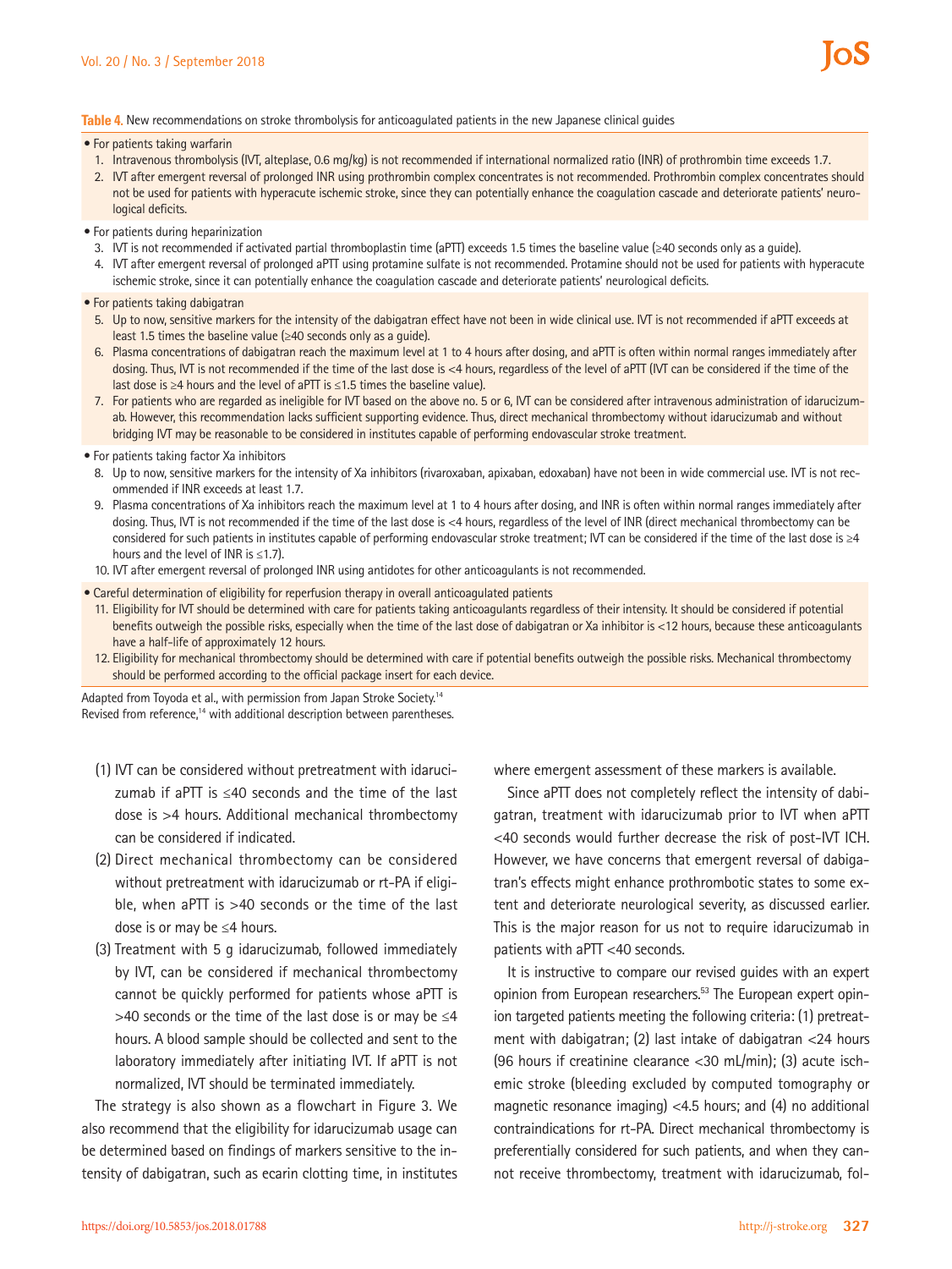**Table 4.** New recommendations on stroke thrombolysis for anticoagulated patients in the new Japanese clinical guides

- For patients taking warfarin
  1. Intravenous thrombolysis (IVT, alteplase, 0.6 mg/kg) is not recommended if international normalized ratio (INR) of prothrombin time exceeds 1.7.
  2. IVT after emergent reversal of prolonged INR using prothrombin complex concentrates is not recommended. Prothrombin complex concentrates should not be used for patients with hyperacute ischemic stroke, since they can potentially enhance the coagulation cascade and deteriorate patients' neurological deficits.
- For patients during heparinization
  3. IVT is not recommended if activated partial thromboplastin time (aPTT) exceeds 1.5 times the baseline value (≥40 seconds only as a guide).
  4. IVT after emergent reversal of prolonged aPTT using protamine sulfate is not recommended. Protamine should not be used for patients with hyperacute ischemic stroke, since it can potentially enhance the coagulation cascade and deteriorate patients' neurological deficits.
- For patients taking dabigatran
  5. Up to now, sensitive markers for the intensity of the dabigatran effect have not been in wide clinical use. IVT is not recommended if aPTT exceeds at least 1.5 times the baseline value (≥40 seconds only as a guide).
  6. Plasma concentrations of dabigatran reach the maximum level at 1 to 4 hours after dosing, and aPTT is often within normal ranges immediately after dosing. Thus, IVT is not recommended if the time of the last dose is <4 hours, regardless of the level of aPTT (IVT can be considered if the time of the last dose is ≥4 hours and the level of aPTT is ≤1.5 times the baseline value).
  7. For patients who are regarded as ineligible for IVT based on the above no. 5 or 6, IVT can be considered after intravenous administration of idarucizumab. However, this recommendation lacks sufficient supporting evidence. Thus, direct mechanical thrombectomy without idarucizumab and without bridging IVT may be reasonable to be considered in institutes capable of performing endovascular stroke treatment.
- For patients taking factor Xa inhibitors
  8. Up to now, sensitive markers for the intensity of Xa inhibitors (rivaroxaban, apixaban, edoxaban) have not been in wide commercial use. IVT is not recommended if INR exceeds at least 1.7.
  9. Plasma concentrations of Xa inhibitors reach the maximum level at 1 to 4 hours after dosing, and INR is often within normal ranges immediately after dosing. Thus, IVT is not recommended if the time of the last dose is <4 hours, regardless of the level of INR (direct mechanical thrombectomy can be considered for such patients in institutes capable of performing endovascular stroke treatment; IVT can be considered if the time of the last dose is ≥4 hours and the level of INR is ≤1.7).
  10. IVT after emergent reversal of prolonged INR using antidotes for other anticoagulants is not recommended.
- Careful determination of eligibility for reperfusion therapy in overall anticoagulated patients
  11. Eligibility for IVT should be determined with care for patients taking anticoagulants regardless of their intensity. It should be considered if potential benefits outweigh the possible risks, especially when the time of the last dose of dabigatran or Xa inhibitor is <12 hours, because these anticoagulants have a half-life of approximately 12 hours.
  12. Eligibility for mechanical thrombectomy should be determined with care if potential benefits outweigh the possible risks. Mechanical thrombectomy should be performed according to the official package insert for each device.

Adapted from Toyoda et al., with permission from Japan Stroke Society.[14]
Revised from reference,[14] with additional description between parentheses.

(1) IVT can be considered without pretreatment with idarucizumab if aPTT is ≤40 seconds and the time of the last dose is >4 hours. Additional mechanical thrombectomy can be considered if indicated.

(2) Direct mechanical thrombectomy can be considered without pretreatment with idarucizumab or rt-PA if eligible, when aPTT is >40 seconds or the time of the last dose is or may be ≤4 hours.

(3) Treatment with 5 g idarucizumab, followed immediately by IVT, can be considered if mechanical thrombectomy cannot be quickly performed for patients whose aPTT is >40 seconds or the time of the last dose is or may be ≤4 hours. A blood sample should be collected and sent to the laboratory immediately after initiating IVT. If aPTT is not normalized, IVT should be terminated immediately.

The strategy is also shown as a flowchart in Figure 3. We also recommend that the eligibility for idarucizumab usage can be determined based on findings of markers sensitive to the intensity of dabigatran, such as ecarin clotting time, in institutes where emergent assessment of these markers is available.

Since aPTT does not completely reflect the intensity of dabigatran, treatment with idarucizumab prior to IVT when aPTT <40 seconds would further decrease the risk of post-IVT ICH. However, we have concerns that emergent reversal of dabigatran's effects might enhance prothrombotic states to some extent and deteriorate neurological severity, as discussed earlier. This is the major reason for us not to require idarucizumab in patients with aPTT <40 seconds.

It is instructive to compare our revised guides with an expert opinion from European researchers.[53] The European expert opinion targeted patients meeting the following criteria: (1) pretreatment with dabigatran; (2) last intake of dabigatran <24 hours (96 hours if creatinine clearance <30 mL/min); (3) acute ischemic stroke (bleeding excluded by computed tomography or magnetic resonance imaging) <4.5 hours; and (4) no additional contraindications for rt-PA. Direct mechanical thrombectomy is preferentially considered for such patients, and when they cannot receive thrombectomy, treatment with idarucizumab, fol-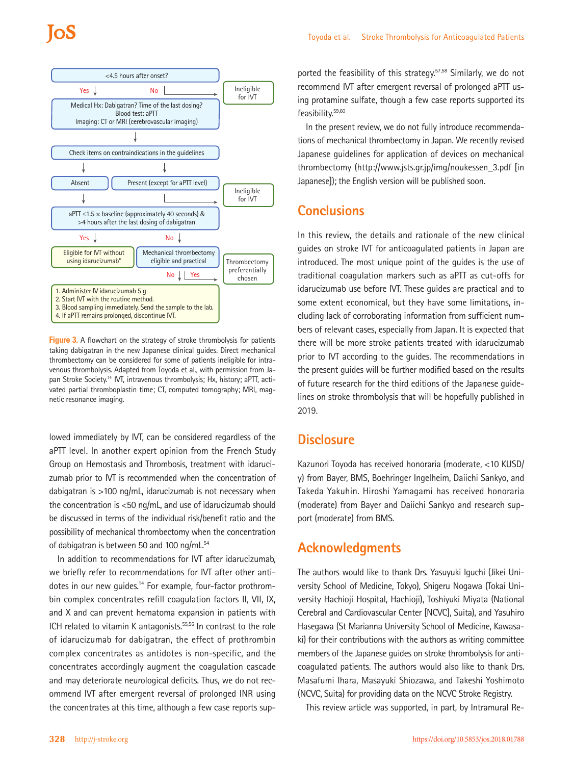<4.5 hours after onset?

Yes → Medical Hx: Dabigatran? Time of the last dosing? Blood test: aPTT Imaging: CT or MRI (cerebrovascular imaging)

No → Ineligible for IVT

Check items on contraindications in the guidelines

Absent → aPTT ≤1.5 × baseline (approximately 40 seconds) & >4 hours after the last dosing of dabigatran

Present (except for aPTT level) → Ineligible for IVT

Yes → Eligible for IVT without using idarucizumab*

No → Mechanical thrombectomy eligible and practical

Yes → Thrombectomy preferentially chosen

No →
1. Administer IV idarucizumab 5 g
2. Start IVT with the routine method.
3. Blood sampling immediately. Send the sample to the lab.
4. If aPTT remains prolonged, discontinue IVT.

**Figure 3.** A flowchart on the strategy of stroke thrombolysis for patients taking dabigatran in the new Japanese clinical guides. Direct mechanical thrombectomy can be considered for some of patients ineligible for intravenous thrombolysis. Adapted from Toyoda et al., with permission from Japan Stroke Society.[14] IVT, intravenous thrombolysis; Hx, history; aPTT, activated partial thromboplastin time; CT, computed tomography; MRI, magnetic resonance imaging.

lowed immediately by IVT, can be considered regardless of the aPTT level. In another expert opinion from the French Study Group on Hemostasis and Thrombosis, treatment with idarucizumab prior to IVT is recommended when the concentration of dabigatran is >100 ng/mL, idarucizumab is not necessary when the concentration is <50 ng/mL, and use of idarucizumab should be discussed in terms of the individual risk/benefit ratio and the possibility of mechanical thrombectomy when the concentration of dabigatran is between 50 and 100 ng/mL.[54]

In addition to recommendations for IVT after idarucizumab, we briefly refer to recommendations for IVT after other antidotes in our new guides.[14] For example, four-factor prothrombin complex concentrates refill coagulation factors II, VII, IX, and X and can prevent hematoma expansion in patients with ICH related to vitamin K antagonists.[55,56] In contrast to the role of idarucizumab for dabigatran, the effect of prothrombin complex concentrates as antidotes is non-specific, and the concentrates accordingly augment the coagulation cascade and may deteriorate neurological deficits. Thus, we do not recommend IVT after emergent reversal of prolonged INR using the concentrates at this time, although a few case reports supported the feasibility of this strategy.[57,58] Similarly, we do not recommend IVT after emergent reversal of prolonged aPTT using protamine sulfate, though a few case reports supported its feasibility.[59,60]

In the present review, we do not fully introduce recommendations of mechanical thrombectomy in Japan. We recently revised Japanese guidelines for application of devices on mechanical thrombectomy (http://www.jsts.gr.jp/img/noukessen_3.pdf [in Japanese]); the English version will be published soon.

## Conclusions

In this review, the details and rationale of the new clinical guides on stroke IVT for anticoagulated patients in Japan are introduced. The most unique point of the guides is the use of traditional coagulation markers such as aPTT as cut-offs for idarucizumab use before IVT. These guides are practical and to some extent economical, but they have some limitations, including lack of corroborating information from sufficient numbers of relevant cases, especially from Japan. It is expected that there will be more stroke patients treated with idarucizumab prior to IVT according to the guides. The recommendations in the present guides will be further modified based on the results of future research for the third editions of the Japanese guidelines on stroke thrombolysis that will be hopefully published in 2019.

## Disclosure

Kazunori Toyoda has received honoraria (moderate, <10 KUSD/y) from Bayer, BMS, Boehringer Ingelheim, Daiichi Sankyo, and Takeda Yakuhin. Hiroshi Yamagami has received honoraria (moderate) from Bayer and Daiichi Sankyo and research support (moderate) from BMS.

## Acknowledgments

The authors would like to thank Drs. Yasuyuki Iguchi (Jikei University School of Medicine, Tokyo), Shigeru Nogawa (Tokai University Hachioji Hospital, Hachioji), Toshiyuki Miyata (National Cerebral and Cardiovascular Center [NCVC], Suita), and Yasuhiro Hasegawa (St Marianna University School of Medicine, Kawasaki) for their contributions with the authors as writing committee members of the Japanese guides on stroke thrombolysis for anticoagulated patients. The authors would also like to thank Drs. Masafumi Ihara, Masayuki Shiozawa, and Takeshi Yoshimoto (NCVC, Suita) for providing data on the NCVC Stroke Registry.

This review article was supported, in part, by Intramural Re-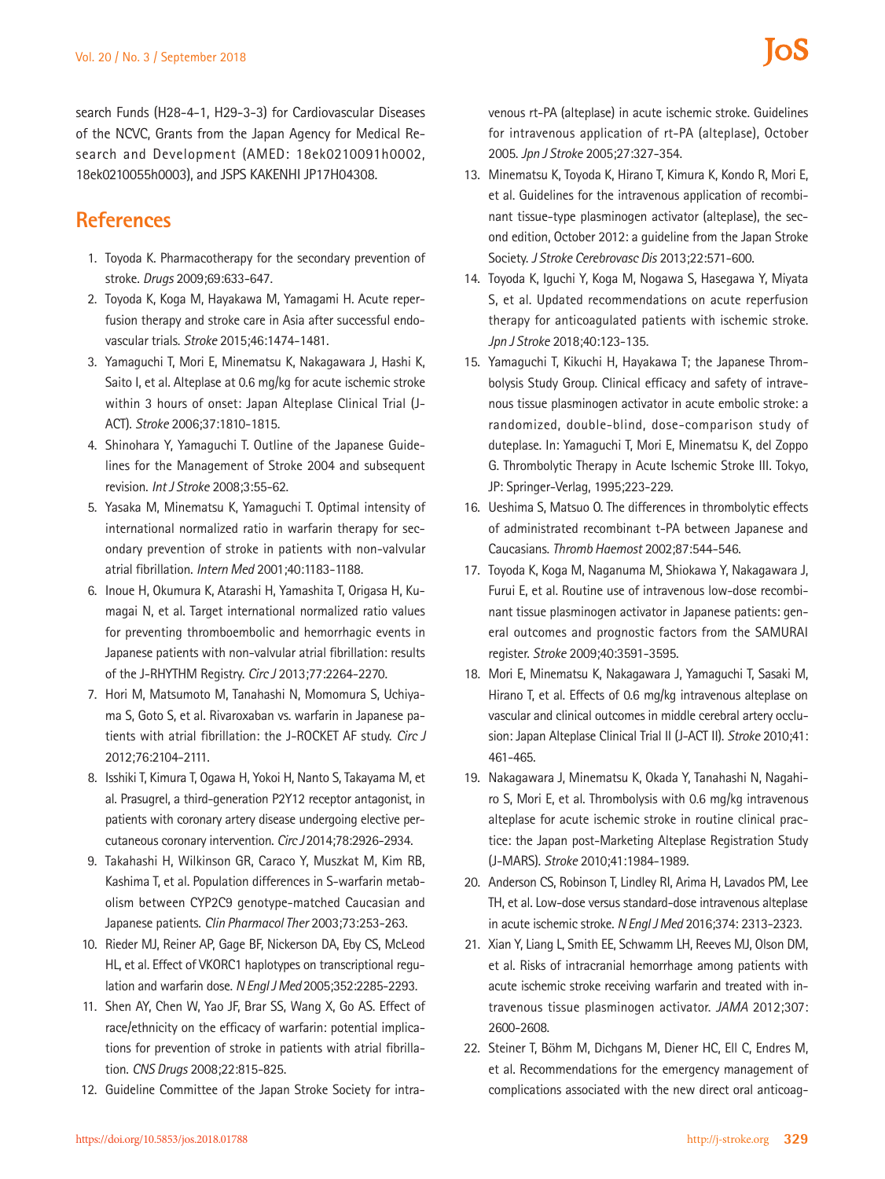search Funds (H28-4-1, H29-3-3) for Cardiovascular Diseases of the NCVC, Grants from the Japan Agency for Medical Research and Development (AMED: 18ek0210091h0002, 18ek0210055h0003), and JSPS KAKENHI JP17H04308.

## References

1. Toyoda K. Pharmacotherapy for the secondary prevention of stroke. *Drugs* 2009;69:633-647.
2. Toyoda K, Koga M, Hayakawa M, Yamagami H. Acute reperfusion therapy and stroke care in Asia after successful endovascular trials. *Stroke* 2015;46:1474-1481.
3. Yamaguchi T, Mori E, Minematsu K, Nakagawara J, Hashi K, Saito I, et al. Alteplase at 0.6 mg/kg for acute ischemic stroke within 3 hours of onset: Japan Alteplase Clinical Trial (J-ACT). *Stroke* 2006;37:1810-1815.
4. Shinohara Y, Yamaguchi T. Outline of the Japanese Guidelines for the Management of Stroke 2004 and subsequent revision. *Int J Stroke* 2008;3:55-62.
5. Yasaka M, Minematsu K, Yamaguchi T. Optimal intensity of international normalized ratio in warfarin therapy for secondary prevention of stroke in patients with non-valvular atrial fibrillation. *Intern Med* 2001;40:1183-1188.
6. Inoue H, Okumura K, Atarashi H, Yamashita T, Origasa H, Kumagai N, et al. Target international normalized ratio values for preventing thromboembolic and hemorrhagic events in Japanese patients with non-valvular atrial fibrillation: results of the J-RHYTHM Registry. *Circ J* 2013;77:2264-2270.
7. Hori M, Matsumoto M, Tanahashi N, Momomura S, Uchiyama S, Goto S, et al. Rivaroxaban vs. warfarin in Japanese patients with atrial fibrillation: the J-ROCKET AF study. *Circ J* 2012;76:2104-2111.
8. Isshiki T, Kimura T, Ogawa H, Yokoi H, Nanto S, Takayama M, et al. Prasugrel, a third-generation P2Y12 receptor antagonist, in patients with coronary artery disease undergoing elective percutaneous coronary intervention. *Circ J* 2014;78:2926-2934.
9. Takahashi H, Wilkinson GR, Caraco Y, Muszkat M, Kim RB, Kashima T, et al. Population differences in S-warfarin metabolism between CYP2C9 genotype-matched Caucasian and Japanese patients. *Clin Pharmacol Ther* 2003;73:253-263.
10. Rieder MJ, Reiner AP, Gage BF, Nickerson DA, Eby CS, McLeod HL, et al. Effect of VKORC1 haplotypes on transcriptional regulation and warfarin dose. *N Engl J Med* 2005;352:2285-2293.
11. Shen AY, Chen W, Yao JF, Brar SS, Wang X, Go AS. Effect of race/ethnicity on the efficacy of warfarin: potential implications for prevention of stroke in patients with atrial fibrillation. *CNS Drugs* 2008;22:815-825.
12. Guideline Committee of the Japan Stroke Society for intravenous rt-PA (alteplase) in acute ischemic stroke. Guidelines for intravenous application of rt-PA (alteplase), October 2005. *Jpn J Stroke* 2005;27:327-354.
13. Minematsu K, Toyoda K, Hirano T, Kimura K, Kondo R, Mori E, et al. Guidelines for the intravenous application of recombinant tissue-type plasminogen activator (alteplase), the second edition, October 2012: a guideline from the Japan Stroke Society. *J Stroke Cerebrovasc Dis* 2013;22:571-600.
14. Toyoda K, Iguchi Y, Koga M, Nogawa S, Hasegawa Y, Miyata S, et al. Updated recommendations on acute reperfusion therapy for anticoagulated patients with ischemic stroke. *Jpn J Stroke* 2018;40:123-135.
15. Yamaguchi T, Kikuchi H, Hayakawa T; the Japanese Thrombolysis Study Group. Clinical efficacy and safety of intravenous tissue plasminogen activator in acute embolic stroke: a randomized, double-blind, dose-comparison study of duteplase. In: Yamaguchi T, Mori E, Minematsu K, del Zoppo G. Thrombolytic Therapy in Acute Ischemic Stroke III. Tokyo, JP: Springer-Verlag, 1995;223-229.
16. Ueshima S, Matsuo O. The differences in thrombolytic effects of administrated recombinant t-PA between Japanese and Caucasians. *Thromb Haemost* 2002;87:544-546.
17. Toyoda K, Koga M, Naganuma M, Shiokawa Y, Nakagawara J, Furui E, et al. Routine use of intravenous low-dose recombinant tissue plasminogen activator in Japanese patients: general outcomes and prognostic factors from the SAMURAI register. *Stroke* 2009;40:3591-3595.
18. Mori E, Minematsu K, Nakagawara J, Yamaguchi T, Sasaki M, Hirano T, et al. Effects of 0.6 mg/kg intravenous alteplase on vascular and clinical outcomes in middle cerebral artery occlusion: Japan Alteplase Clinical Trial II (J-ACT II). *Stroke* 2010;41:461-465.
19. Nakagawara J, Minematsu K, Okada Y, Tanahashi N, Nagahiro S, Mori E, et al. Thrombolysis with 0.6 mg/kg intravenous alteplase for acute ischemic stroke in routine clinical practice: the Japan post-Marketing Alteplase Registration Study (J-MARS). *Stroke* 2010;41:1984-1989.
20. Anderson CS, Robinson T, Lindley RI, Arima H, Lavados PM, Lee TH, et al. Low-dose versus standard-dose intravenous alteplase in acute ischemic stroke. *N Engl J Med* 2016;374: 2313-2323.
21. Xian Y, Liang L, Smith EE, Schwamm LH, Reeves MJ, Olson DM, et al. Risks of intracranial hemorrhage among patients with acute ischemic stroke receiving warfarin and treated with intravenous tissue plasminogen activator. *JAMA* 2012;307: 2600-2608.
22. Steiner T, Böhm M, Dichgans M, Diener HC, Ell C, Endres M, et al. Recommendations for the emergency management of complications associated with the new direct oral anticoag-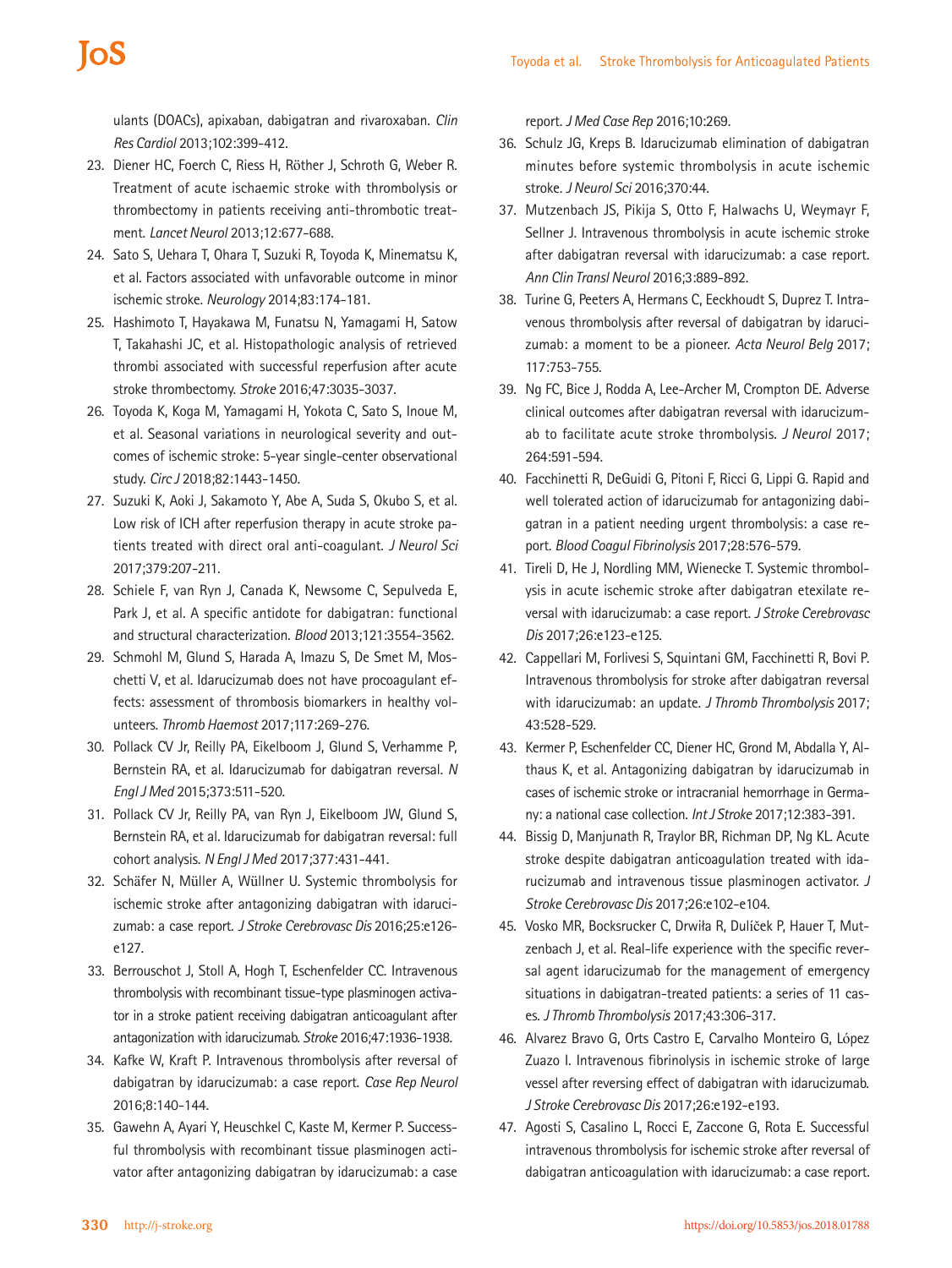ulants (DOACs), apixaban, dabigatran and rivaroxaban. *Clin Res Cardiol* 2013;102:399-412.

23. Diener HC, Foerch C, Riess H, Röther J, Schroth G, Weber R. Treatment of acute ischaemic stroke with thrombolysis or thrombectomy in patients receiving anti-thrombotic treatment. *Lancet Neurol* 2013;12:677-688.
24. Sato S, Uehara T, Ohara T, Suzuki R, Toyoda K, Minematsu K, et al. Factors associated with unfavorable outcome in minor ischemic stroke. *Neurology* 2014;83:174-181.
25. Hashimoto T, Hayakawa M, Funatsu N, Yamagami H, Satow T, Takahashi JC, et al. Histopathologic analysis of retrieved thrombi associated with successful reperfusion after acute stroke thrombectomy. *Stroke* 2016;47:3035-3037.
26. Toyoda K, Koga M, Yamagami H, Yokota C, Sato S, Inoue M, et al. Seasonal variations in neurological severity and outcomes of ischemic stroke: 5-year single-center observational study. *Circ J* 2018;82:1443-1450.
27. Suzuki K, Aoki J, Sakamoto Y, Abe A, Suda S, Okubo S, et al. Low risk of ICH after reperfusion therapy in acute stroke patients treated with direct oral anti-coagulant. *J Neurol Sci* 2017;379:207-211.
28. Schiele F, van Ryn J, Canada K, Newsome C, Sepulveda E, Park J, et al. A specific antidote for dabigatran: functional and structural characterization. *Blood* 2013;121:3554-3562.
29. Schmohl M, Glund S, Harada A, Imazu S, De Smet M, Moschetti V, et al. Idarucizumab does not have procoagulant effects: assessment of thrombosis biomarkers in healthy volunteers. *Thromb Haemost* 2017;117:269-276.
30. Pollack CV Jr, Reilly PA, Eikelboom J, Glund S, Verhamme P, Bernstein RA, et al. Idarucizumab for dabigatran reversal. *N Engl J Med* 2015;373:511-520.
31. Pollack CV Jr, Reilly PA, van Ryn J, Eikelboom JW, Glund S, Bernstein RA, et al. Idarucizumab for dabigatran reversal: full cohort analysis. *N Engl J Med* 2017;377:431-441.
32. Schäfer N, Müller A, Wüllner U. Systemic thrombolysis for ischemic stroke after antagonizing dabigatran with idarucizumab: a case report. *J Stroke Cerebrovasc Dis* 2016;25:e126-e127.
33. Berrouschot J, Stoll A, Hogh T, Eschenfelder CC. Intravenous thrombolysis with recombinant tissue-type plasminogen activator in a stroke patient receiving dabigatran anticoagulant after antagonization with idarucizumab. *Stroke* 2016;47:1936-1938.
34. Kafke W, Kraft P. Intravenous thrombolysis after reversal of dabigatran by idarucizumab: a case report. *Case Rep Neurol* 2016;8:140-144.
35. Gawehn A, Ayari Y, Heuschkel C, Kaste M, Kermer P. Successful thrombolysis with recombinant tissue plasminogen activator after antagonizing dabigatran by idarucizumab: a case report. *J Med Case Rep* 2016;10:269.
36. Schulz JG, Kreps B. Idarucizumab elimination of dabigatran minutes before systemic thrombolysis in acute ischemic stroke. *J Neurol Sci* 2016;370:44.
37. Mutzenbach JS, Pikija S, Otto F, Halwachs U, Weymayr F, Sellner J. Intravenous thrombolysis in acute ischemic stroke after dabigatran reversal with idarucizumab: a case report. *Ann Clin Transl Neurol* 2016;3:889-892.
38. Turine G, Peeters A, Hermans C, Eeckhoudt S, Duprez T. Intravenous thrombolysis after reversal of dabigatran by idarucizumab: a moment to be a pioneer. *Acta Neurol Belg* 2017; 117:753-755.
39. Ng FC, Bice J, Rodda A, Lee-Archer M, Crompton DE. Adverse clinical outcomes after dabigatran reversal with idarucizumab to facilitate acute stroke thrombolysis. *J Neurol* 2017; 264:591-594.
40. Facchinetti R, DeGuidi G, Pitoni F, Ricci G, Lippi G. Rapid and well tolerated action of idarucizumab for antagonizing dabigatran in a patient needing urgent thrombolysis: a case report. *Blood Coagul Fibrinolysis* 2017;28:576-579.
41. Tireli D, He J, Nordling MM, Wienecke T. Systemic thrombolysis in acute ischemic stroke after dabigatran etexilate reversal with idarucizumab: a case report. *J Stroke Cerebrovasc Dis* 2017;26:e123-e125.
42. Cappellari M, Forlivesi S, Squintani GM, Facchinetti R, Bovi P. Intravenous thrombolysis for stroke after dabigatran reversal with idarucizumab: an update. *J Thromb Thrombolysis* 2017; 43:528-529.
43. Kermer P, Eschenfelder CC, Diener HC, Grond M, Abdalla Y, Althaus K, et al. Antagonizing dabigatran by idarucizumab in cases of ischemic stroke or intracranial hemorrhage in Germany: a national case collection. *Int J Stroke* 2017;12:383-391.
44. Bissig D, Manjunath R, Traylor BR, Richman DP, Ng KL. Acute stroke despite dabigatran anticoagulation treated with idarucizumab and intravenous tissue plasminogen activator. *J Stroke Cerebrovasc Dis* 2017;26:e102-e104.
45. Vosko MR, Bocksrucker C, Drwiła R, Dulíček P, Hauer T, Mutzenbach J, et al. Real-life experience with the specific reversal agent idarucizumab for the management of emergency situations in dabigatran-treated patients: a series of 11 cases. *J Thromb Thrombolysis* 2017;43:306-317.
46. Alvarez Bravo G, Orts Castro E, Carvalho Monteiro G, López Zuazo I. Intravenous fibrinolysis in ischemic stroke of large vessel after reversing effect of dabigatran with idarucizumab. *J Stroke Cerebrovasc Dis* 2017;26:e192-e193.
47. Agosti S, Casalino L, Rocci E, Zaccone G, Rota E. Successful intravenous thrombolysis for ischemic stroke after reversal of dabigatran anticoagulation with idarucizumab: a case report.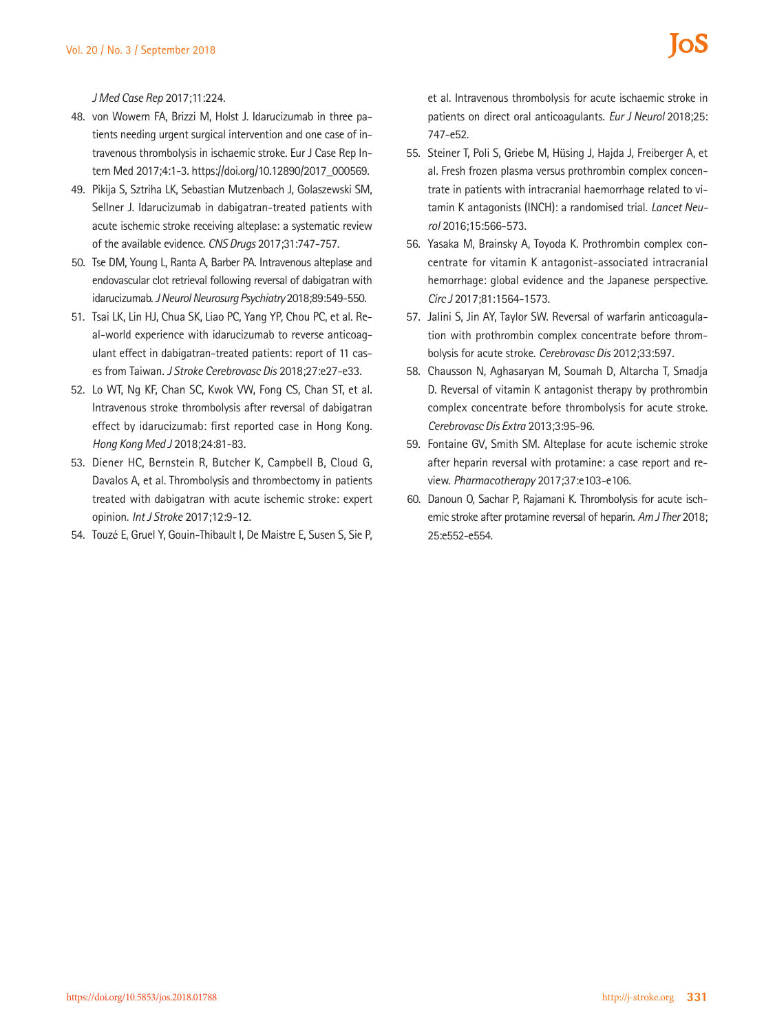*J Med Case Rep* 2017;11:224.

48. von Wowern FA, Brizzi M, Holst J. Idarucizumab in three patients needing urgent surgical intervention and one case of intravenous thrombolysis in ischaemic stroke. Eur J Case Rep Intern Med 2017;4:1-3. https://doi.org/10.12890/2017_000569.
49. Pikija S, Sztriha LK, Sebastian Mutzenbach J, Golaszewski SM, Sellner J. Idarucizumab in dabigatran-treated patients with acute ischemic stroke receiving alteplase: a systematic review of the available evidence. *CNS Drugs* 2017;31:747-757.
50. Tse DM, Young L, Ranta A, Barber PA. Intravenous alteplase and endovascular clot retrieval following reversal of dabigatran with idarucizumab. *J Neurol Neurosurg Psychiatry* 2018;89:549-550.
51. Tsai LK, Lin HJ, Chua SK, Liao PC, Yang YP, Chou PC, et al. Real-world experience with idarucizumab to reverse anticoagulant effect in dabigatran-treated patients: report of 11 cases from Taiwan. *J Stroke Cerebrovasc Dis* 2018;27:e27-e33.
52. Lo WT, Ng KF, Chan SC, Kwok VW, Fong CS, Chan ST, et al. Intravenous stroke thrombolysis after reversal of dabigatran effect by idarucizumab: first reported case in Hong Kong. *Hong Kong Med J* 2018;24:81-83.
53. Diener HC, Bernstein R, Butcher K, Campbell B, Cloud G, Davalos A, et al. Thrombolysis and thrombectomy in patients treated with dabigatran with acute ischemic stroke: expert opinion. *Int J Stroke* 2017;12:9-12.
54. Touzé E, Gruel Y, Gouin-Thibault I, De Maistre E, Susen S, Sie P, et al. Intravenous thrombolysis for acute ischaemic stroke in patients on direct oral anticoagulants. *Eur J Neurol* 2018;25:747-e52.
55. Steiner T, Poli S, Griebe M, Hüsing J, Hajda J, Freiberger A, et al. Fresh frozen plasma versus prothrombin complex concentrate in patients with intracranial haemorrhage related to vitamin K antagonists (INCH): a randomised trial. *Lancet Neurol* 2016;15:566-573.
56. Yasaka M, Brainsky A, Toyoda K. Prothrombin complex concentrate for vitamin K antagonist-associated intracranial hemorrhage: global evidence and the Japanese perspective. *Circ J* 2017;81:1564-1573.
57. Jalini S, Jin AY, Taylor SW. Reversal of warfarin anticoagulation with prothrombin complex concentrate before thrombolysis for acute stroke. *Cerebrovasc Dis* 2012;33:597.
58. Chausson N, Aghasaryan M, Soumah D, Altarcha T, Smadja D. Reversal of vitamin K antagonist therapy by prothrombin complex concentrate before thrombolysis for acute stroke. *Cerebrovasc Dis Extra* 2013;3:95-96.
59. Fontaine GV, Smith SM. Alteplase for acute ischemic stroke after heparin reversal with protamine: a case report and review. *Pharmacotherapy* 2017;37:e103-e106.
60. Danoun O, Sachar P, Rajamani K. Thrombolysis for acute ischemic stroke after protamine reversal of heparin. *Am J Ther* 2018;25:e552-e554.